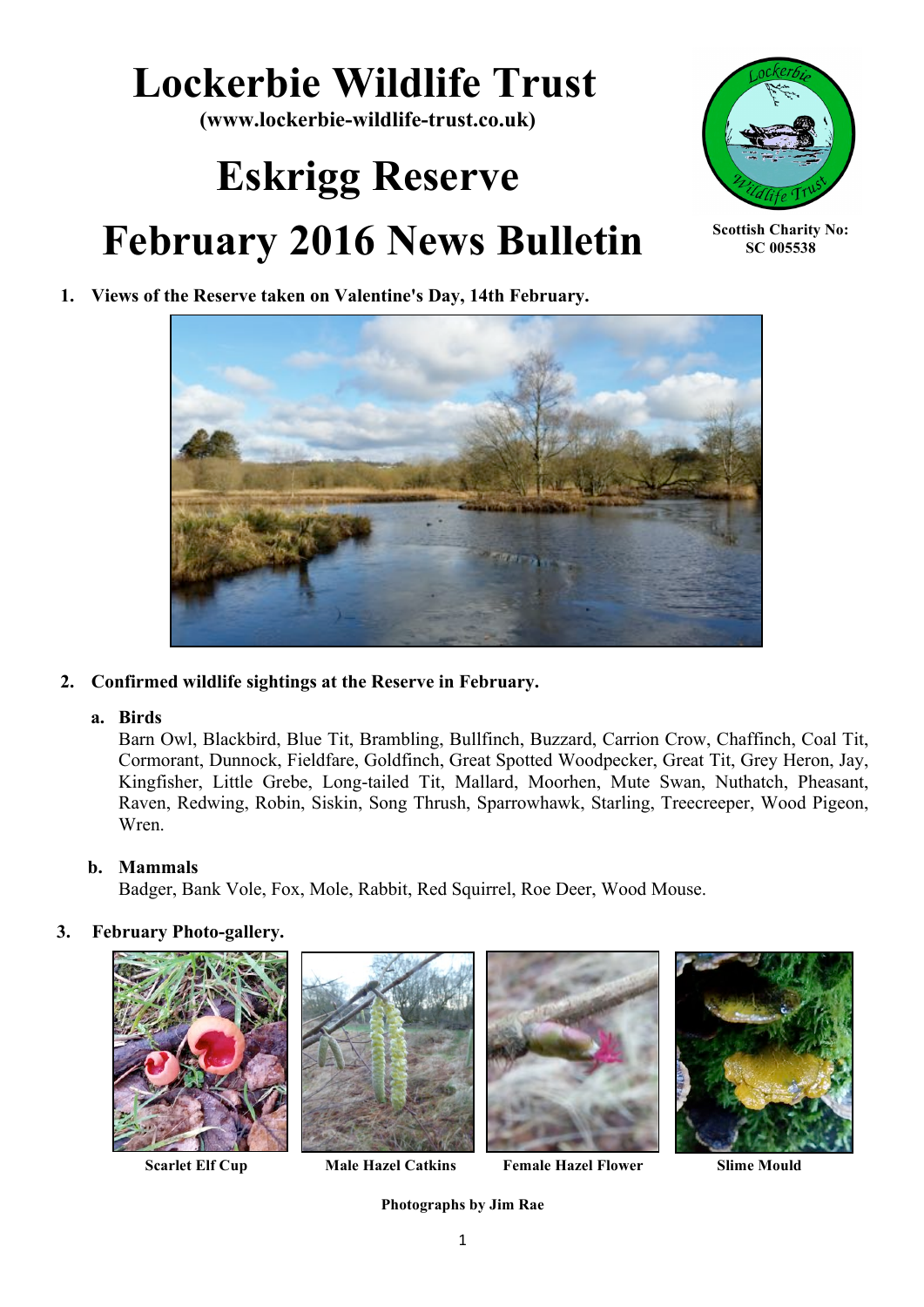# Lockerbie Wildlife Trust

**(www.lockerbie-wildlife-trust.co.uk)**

# Eskrigg Reserve

# February 2016 News Bulletin

**Scottish Charity No: SC 005538**

1. **Views of the Reserve taken on Valentine's Day, 14th February.**

2. **Confirmed wildlife sightings at the Reserve in February.**

   a. **Birds**

   Barn Owl, Blackbird, Blue Tit, Brambling, Bullfinch, Buzzard, Carrion Crow, Chaffinch, Coal Tit, Cormorant, Dunnock, Fieldfare, Goldfinch, Great Spotted Woodpecker, Great Tit, Grey Heron, Jay, Kingfisher, Little Grebe, Long-tailed Tit, Mallard, Moorhen, Mute Swan, Nuthatch, Pheasant, Raven, Redwing, Robin, Siskin, Song Thrush, Sparrowhawk, Starling, Treecreeper, Wood Pigeon, Wren.

   b. **Mammals**

   Badger, Bank Vole, Fox, Mole, Rabbit, Red Squirrel, Roe Deer, Wood Mouse.

3. **February Photo-gallery.**

**Scarlet Elf Cup** **Male Hazel Catkins** **Female Hazel Flower** **Slime Mould**

**Photographs by Jim Rae**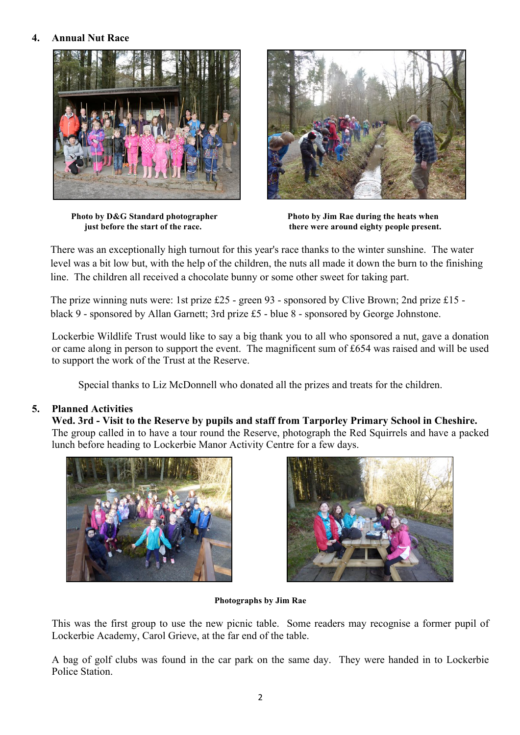## 4. Annual Nut Race

**Photo by D&G Standard photographer just before the start of the race.**

**Photo by Jim Rae during the heats when there were around eighty people present.**

There was an exceptionally high turnout for this year's race thanks to the winter sunshine. The water level was a bit low but, with the help of the children, the nuts all made it down the burn to the finishing line. The children all received a chocolate bunny or some other sweet for taking part.

The prize winning nuts were: 1st prize £25 - green 93 - sponsored by Clive Brown; 2nd prize £15 - black 9 - sponsored by Allan Garnett; 3rd prize £5 - blue 8 - sponsored by George Johnstone.

Lockerbie Wildlife Trust would like to say a big thank you to all who sponsored a nut, gave a donation or came along in person to support the event. The magnificent sum of £654 was raised and will be used to support the work of the Trust at the Reserve.

Special thanks to Liz McDonnell who donated all the prizes and treats for the children.

## 5. Planned Activities

**Wed. 3rd - Visit to the Reserve by pupils and staff from Tarporley Primary School in Cheshire.**
The group called in to have a tour round the Reserve, photograph the Red Squirrels and have a packed lunch before heading to Lockerbie Manor Activity Centre for a few days.

**Photographs by Jim Rae**

This was the first group to use the new picnic table. Some readers may recognise a former pupil of Lockerbie Academy, Carol Grieve, at the far end of the table.

A bag of golf clubs was found in the car park on the same day. They were handed in to Lockerbie Police Station.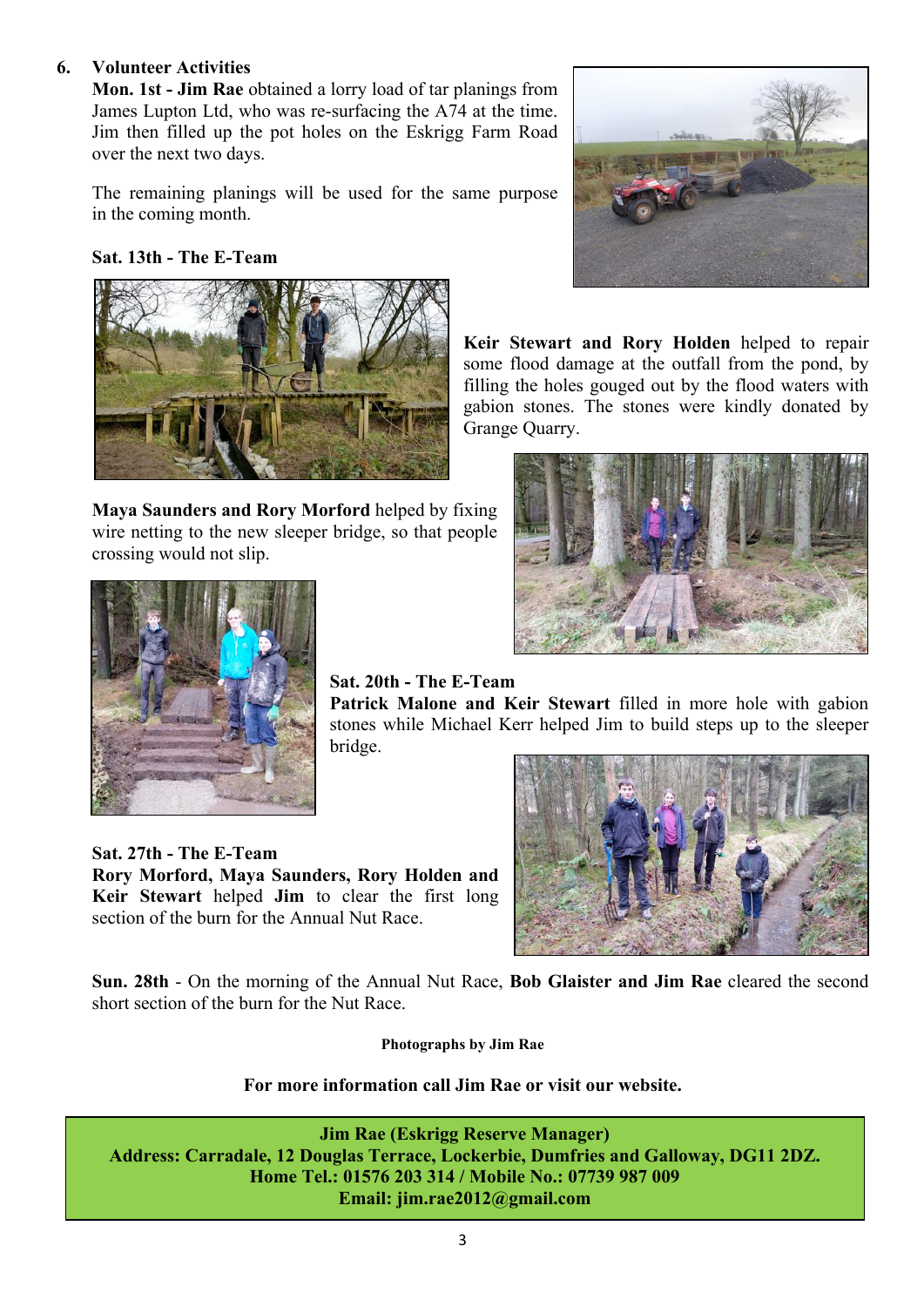## 6. Volunteer Activities

**Mon. 1st - Jim Rae** obtained a lorry load of tar planings from James Lupton Ltd, who was re-surfacing the A74 at the time. Jim then filled up the pot holes on the Eskrigg Farm Road over the next two days.

The remaining planings will be used for the same purpose in the coming month.

**Sat. 13th - The E-Team**

**Keir Stewart and Rory Holden** helped to repair some flood damage at the outfall from the pond, by filling the holes gouged out by the flood waters with gabion stones. The stones were kindly donated by Grange Quarry.

**Maya Saunders and Rory Morford** helped by fixing wire netting to the new sleeper bridge, so that people crossing would not slip.

**Sat. 20th - The E-Team**

**Patrick Malone and Keir Stewart** filled in more hole with gabion stones while Michael Kerr helped Jim to build steps up to the sleeper bridge.

**Sat. 27th - The E-Team**

**Rory Morford, Maya Saunders, Rory Holden and Keir Stewart** helped **Jim** to clear the first long section of the burn for the Annual Nut Race.

**Sun. 28th** - On the morning of the Annual Nut Race, **Bob Glaister and Jim Rae** cleared the second short section of the burn for the Nut Race.

**Photographs by Jim Rae**

**For more information call Jim Rae or visit our website.**

**Jim Rae (Eskrigg Reserve Manager)**
**Address: Carradale, 12 Douglas Terrace, Lockerbie, Dumfries and Galloway, DG11 2DZ.**
**Home Tel.: 01576 203 314 / Mobile No.: 07739 987 009**
**Email: jim.rae2012@gmail.com**